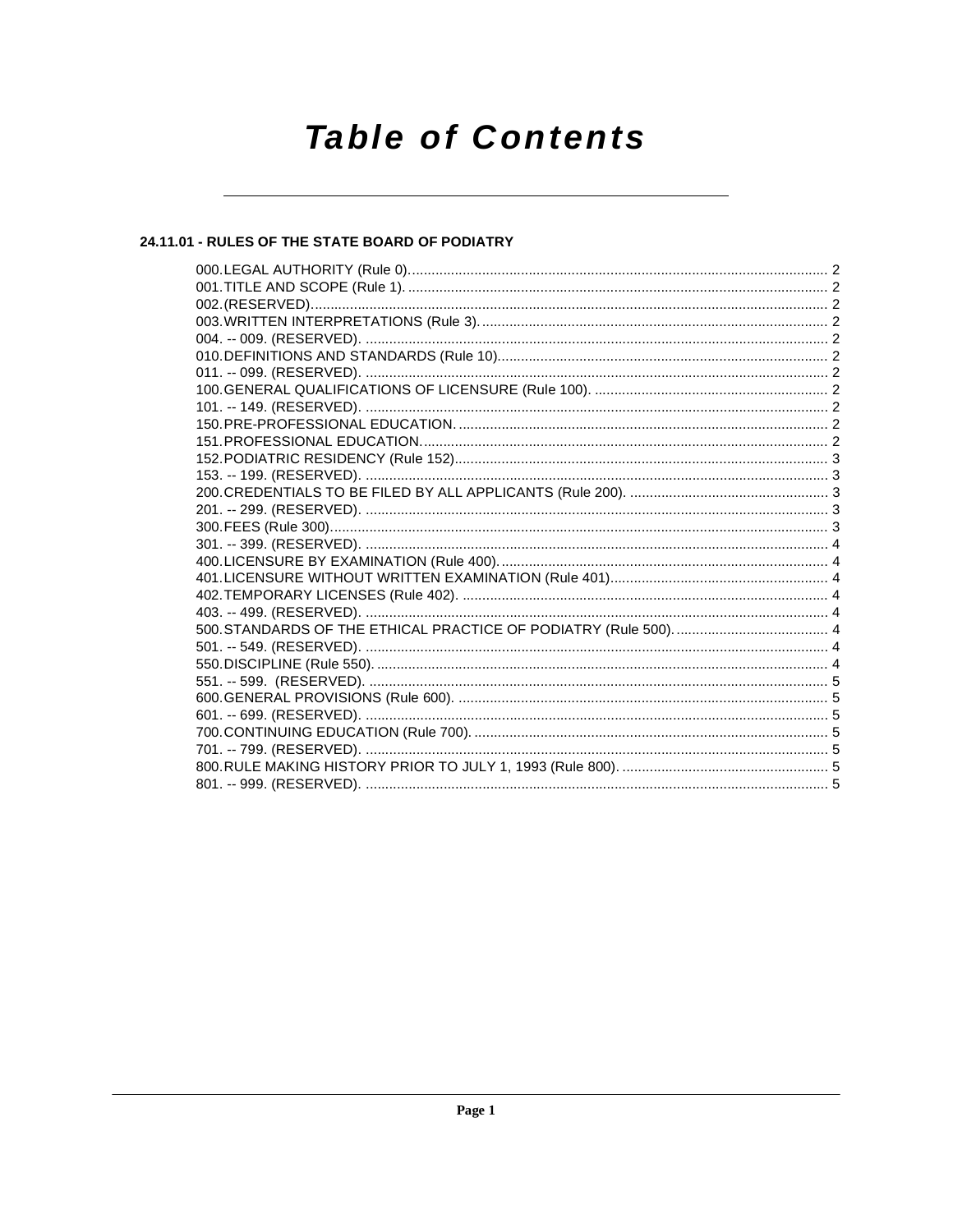# Table of Contents

## 24.11.01 - RULES OF THE STATE BOARD OF PODIATRY

000. LEGAL AUTHORITY (Rule 0) ........ 2
001. TITLE AND SCOPE (Rule 1). ........ 2
002. (RESERVED). ........ 2
003. WRITTEN INTERPRETATIONS (Rule 3). ........ 2
004. -- 009. (RESERVED). ........ 2
010. DEFINITIONS AND STANDARDS (Rule 10). ........ 2
011. -- 099. (RESERVED). ........ 2
100. GENERAL QUALIFICATIONS OF LICENSURE (Rule 100). ........ 2
101. -- 149. (RESERVED). ........ 2
150. PRE-PROFESSIONAL EDUCATION. ........ 2
151. PROFESSIONAL EDUCATION. ........ 2
152. PODIATRIC RESIDENCY (Rule 152) ........ 3
153. -- 199. (RESERVED). ........ 3
200. CREDENTIALS TO BE FILED BY ALL APPLICANTS (Rule 200). ........ 3
201. -- 299. (RESERVED). ........ 3
300. FEES (Rule 300) ........ 3
301. -- 399. (RESERVED). ........ 4
400. LICENSURE BY EXAMINATION (Rule 400). ........ 4
401. LICENSURE WITHOUT WRITTEN EXAMINATION (Rule 401) ........ 4
402. TEMPORARY LICENSES (Rule 402). ........ 4
403. -- 499. (RESERVED). ........ 4
500. STANDARDS OF THE ETHICAL PRACTICE OF PODIATRY (Rule 500). ........ 4
501. -- 549. (RESERVED). ........ 4
550. DISCIPLINE (Rule 550). ........ 4
551. -- 599. (RESERVED). ........ 5
600. GENERAL PROVISIONS (Rule 600). ........ 5
601. -- 699. (RESERVED). ........ 5
700. CONTINUING EDUCATION (Rule 700). ........ 5
701. -- 799. (RESERVED). ........ 5
800. RULE MAKING HISTORY PRIOR TO JULY 1, 1993 (Rule 800). ........ 5
801. -- 999. (RESERVED). ........ 5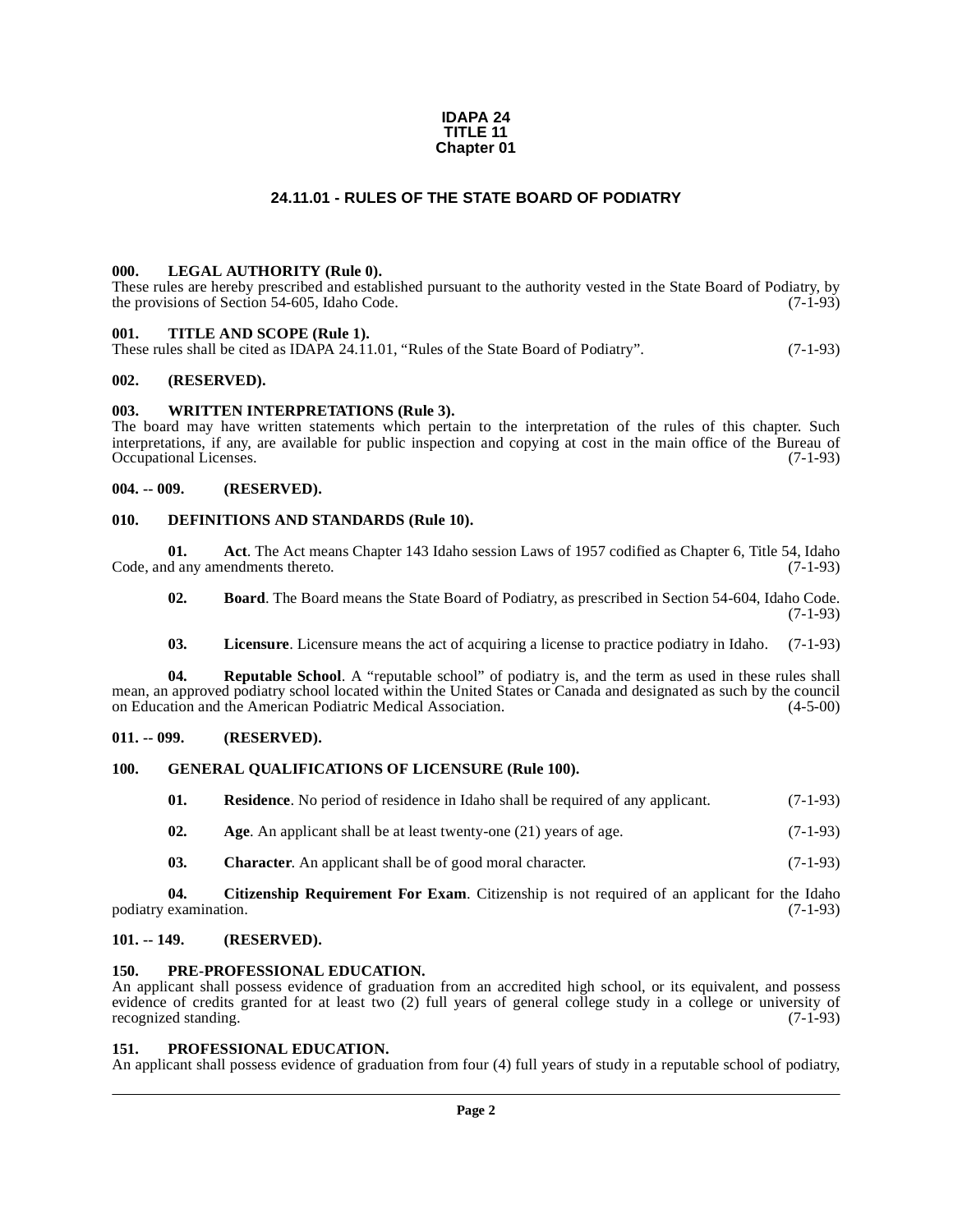**IDAPA 24**
**TITLE 11**
**Chapter 01**

# 24.11.01 - RULES OF THE STATE BOARD OF PODIATRY

### 000. LEGAL AUTHORITY (Rule 0).

These rules are hereby prescribed and established pursuant to the authority vested in the State Board of Podiatry, by the provisions of Section 54-605, Idaho Code. (7-1-93)

### 001. TITLE AND SCOPE (Rule 1).

These rules shall be cited as IDAPA 24.11.01, "Rules of the State Board of Podiatry". (7-1-93)

### 002. (RESERVED).

### 003. WRITTEN INTERPRETATIONS (Rule 3).

The board may have written statements which pertain to the interpretation of the rules of this chapter. Such interpretations, if any, are available for public inspection and copying at cost in the main office of the Bureau of Occupational Licenses. (7-1-93)

### 004. -- 009. (RESERVED).

### 010. DEFINITIONS AND STANDARDS (Rule 10).

**01. Act**. The Act means Chapter 143 Idaho session Laws of 1957 codified as Chapter 6, Title 54, Idaho Code, and any amendments thereto. (7-1-93)

**02. Board**. The Board means the State Board of Podiatry, as prescribed in Section 54-604, Idaho Code. (7-1-93)

**03. Licensure**. Licensure means the act of acquiring a license to practice podiatry in Idaho. (7-1-93)

**04. Reputable School**. A "reputable school" of podiatry is, and the term as used in these rules shall mean, an approved podiatry school located within the United States or Canada and designated as such by the council on Education and the American Podiatric Medical Association. (4-5-00)

### 011. -- 099. (RESERVED).

### 100. GENERAL QUALIFICATIONS OF LICENSURE (Rule 100).

**01. Residence**. No period of residence in Idaho shall be required of any applicant. (7-1-93)

**02. Age**. An applicant shall be at least twenty-one (21) years of age. (7-1-93)

**03. Character**. An applicant shall be of good moral character. (7-1-93)

**04. Citizenship Requirement For Exam**. Citizenship is not required of an applicant for the Idaho podiatry examination. (7-1-93)

### 101. -- 149. (RESERVED).

### 150. PRE-PROFESSIONAL EDUCATION.

An applicant shall possess evidence of graduation from an accredited high school, or its equivalent, and possess evidence of credits granted for at least two (2) full years of general college study in a college or university of recognized standing. (7-1-93)

### 151. PROFESSIONAL EDUCATION.

An applicant shall possess evidence of graduation from four (4) full years of study in a reputable school of podiatry,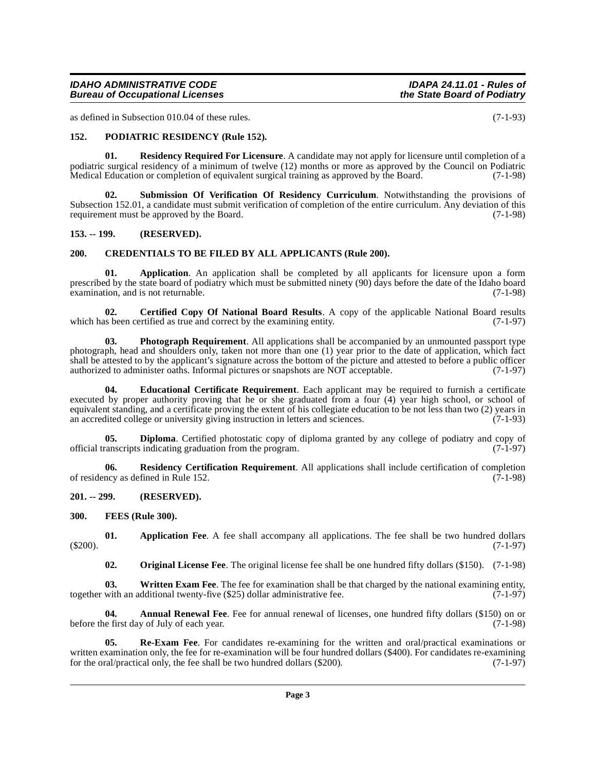as defined in Subsection 010.04 of these rules. (7-1-93)

### 152. PODIATRIC RESIDENCY (Rule 152).

**01. Residency Required For Licensure**. A candidate may not apply for licensure until completion of a podiatric surgical residency of a minimum of twelve (12) months or more as approved by the Council on Podiatric Medical Education or completion of equivalent surgical training as approved by the Board. (7-1-98)

**02. Submission Of Verification Of Residency Curriculum**. Notwithstanding the provisions of Subsection 152.01, a candidate must submit verification of completion of the entire curriculum. Any deviation of this requirement must be approved by the Board. (7-1-98)

### 153. -- 199. (RESERVED).

### 200. CREDENTIALS TO BE FILED BY ALL APPLICANTS (Rule 200).

**01. Application**. An application shall be completed by all applicants for licensure upon a form prescribed by the state board of podiatry which must be submitted ninety (90) days before the date of the Idaho board examination, and is not returnable. (7-1-98)

**02. Certified Copy Of National Board Results**. A copy of the applicable National Board results which has been certified as true and correct by the examining entity. (7-1-97)

**03. Photograph Requirement**. All applications shall be accompanied by an unmounted passport type photograph, head and shoulders only, taken not more than one (1) year prior to the date of application, which fact shall be attested to by the applicant's signature across the bottom of the picture and attested to before a public officer authorized to administer oaths. Informal pictures or snapshots are NOT acceptable. (7-1-97)

**04. Educational Certificate Requirement**. Each applicant may be required to furnish a certificate executed by proper authority proving that he or she graduated from a four (4) year high school, or school of equivalent standing, and a certificate proving the extent of his collegiate education to be not less than two (2) years in an accredited college or university giving instruction in letters and sciences. (7-1-93)

**05. Diploma**. Certified photostatic copy of diploma granted by any college of podiatry and copy of official transcripts indicating graduation from the program. (7-1-97)

**06. Residency Certification Requirement**. All applications shall include certification of completion of residency as defined in Rule 152. (7-1-98)

### 201. -- 299. (RESERVED).

### 300. FEES (Rule 300).

**01. Application Fee**. A fee shall accompany all applications. The fee shall be two hundred dollars ($200). (7-1-97)

**02. Original License Fee**. The original license fee shall be one hundred fifty dollars ($150). (7-1-98)

**03. Written Exam Fee**. The fee for examination shall be that charged by the national examining entity, together with an additional twenty-five ($25) dollar administrative fee. (7-1-97)

**04. Annual Renewal Fee**. Fee for annual renewal of licenses, one hundred fifty dollars ($150) on or before the first day of July of each year. (7-1-98)

**05. Re-Exam Fee**. For candidates re-examining for the written and oral/practical examinations or written examination only, the fee for re-examination will be four hundred dollars ($400). For candidates re-examining for the oral/practical only, the fee shall be two hundred dollars ($200). (7-1-97)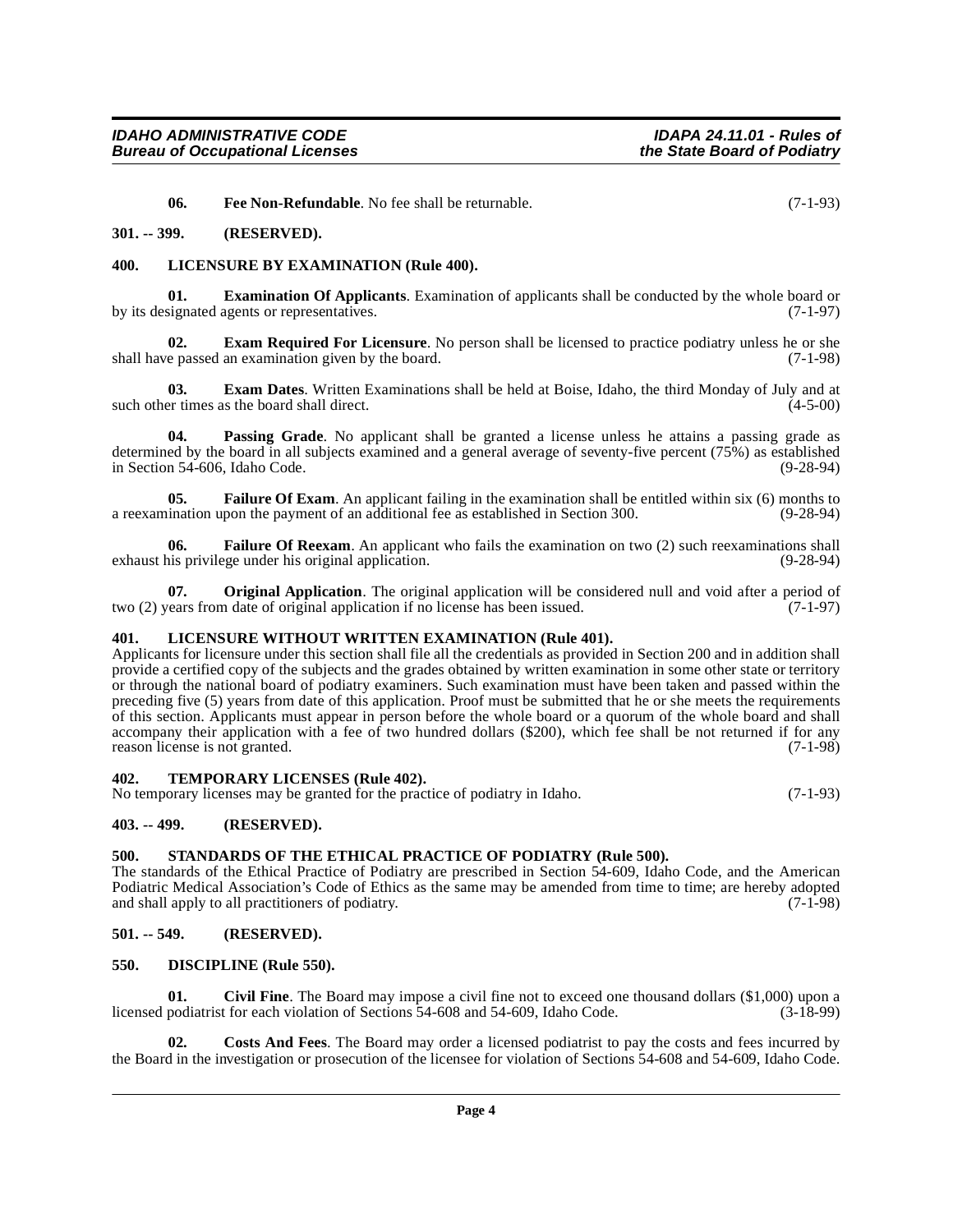**06. Fee Non-Refundable**. No fee shall be returnable. (7-1-93)

## 301. -- 399. (RESERVED).

## 400. LICENSURE BY EXAMINATION (Rule 400).

**01. Examination Of Applicants**. Examination of applicants shall be conducted by the whole board or by its designated agents or representatives. (7-1-97)

**02. Exam Required For Licensure**. No person shall be licensed to practice podiatry unless he or she shall have passed an examination given by the board. (7-1-98)

**03. Exam Dates**. Written Examinations shall be held at Boise, Idaho, the third Monday of July and at such other times as the board shall direct. (4-5-00)

**04. Passing Grade**. No applicant shall be granted a license unless he attains a passing grade as determined by the board in all subjects examined and a general average of seventy-five percent (75%) as established in Section 54-606, Idaho Code. (9-28-94)

**05. Failure Of Exam**. An applicant failing in the examination shall be entitled within six (6) months to a reexamination upon the payment of an additional fee as established in Section 300. (9-28-94)

**06. Failure Of Reexam**. An applicant who fails the examination on two (2) such reexaminations shall exhaust his privilege under his original application. (9-28-94)

**07. Original Application**. The original application will be considered null and void after a period of two (2) years from date of original application if no license has been issued. (7-1-97)

## 401. LICENSURE WITHOUT WRITTEN EXAMINATION (Rule 401).

Applicants for licensure under this section shall file all the credentials as provided in Section 200 and in addition shall provide a certified copy of the subjects and the grades obtained by written examination in some other state or territory or through the national board of podiatry examiners. Such examination must have been taken and passed within the preceding five (5) years from date of this application. Proof must be submitted that he or she meets the requirements of this section. Applicants must appear in person before the whole board or a quorum of the whole board and shall accompany their application with a fee of two hundred dollars ($200), which fee shall be not returned if for any reason license is not granted. (7-1-98)

## 402. TEMPORARY LICENSES (Rule 402).

No temporary licenses may be granted for the practice of podiatry in Idaho. (7-1-93)

## 403. -- 499. (RESERVED).

## 500. STANDARDS OF THE ETHICAL PRACTICE OF PODIATRY (Rule 500).

The standards of the Ethical Practice of Podiatry are prescribed in Section 54-609, Idaho Code, and the American Podiatric Medical Association's Code of Ethics as the same may be amended from time to time; are hereby adopted and shall apply to all practitioners of podiatry. (7-1-98)

## 501. -- 549. (RESERVED).

## 550. DISCIPLINE (Rule 550).

**01. Civil Fine**. The Board may impose a civil fine not to exceed one thousand dollars ($1,000) upon a licensed podiatrist for each violation of Sections 54-608 and 54-609, Idaho Code. (3-18-99)

**02. Costs And Fees**. The Board may order a licensed podiatrist to pay the costs and fees incurred by the Board in the investigation or prosecution of the licensee for violation of Sections 54-608 and 54-609, Idaho Code.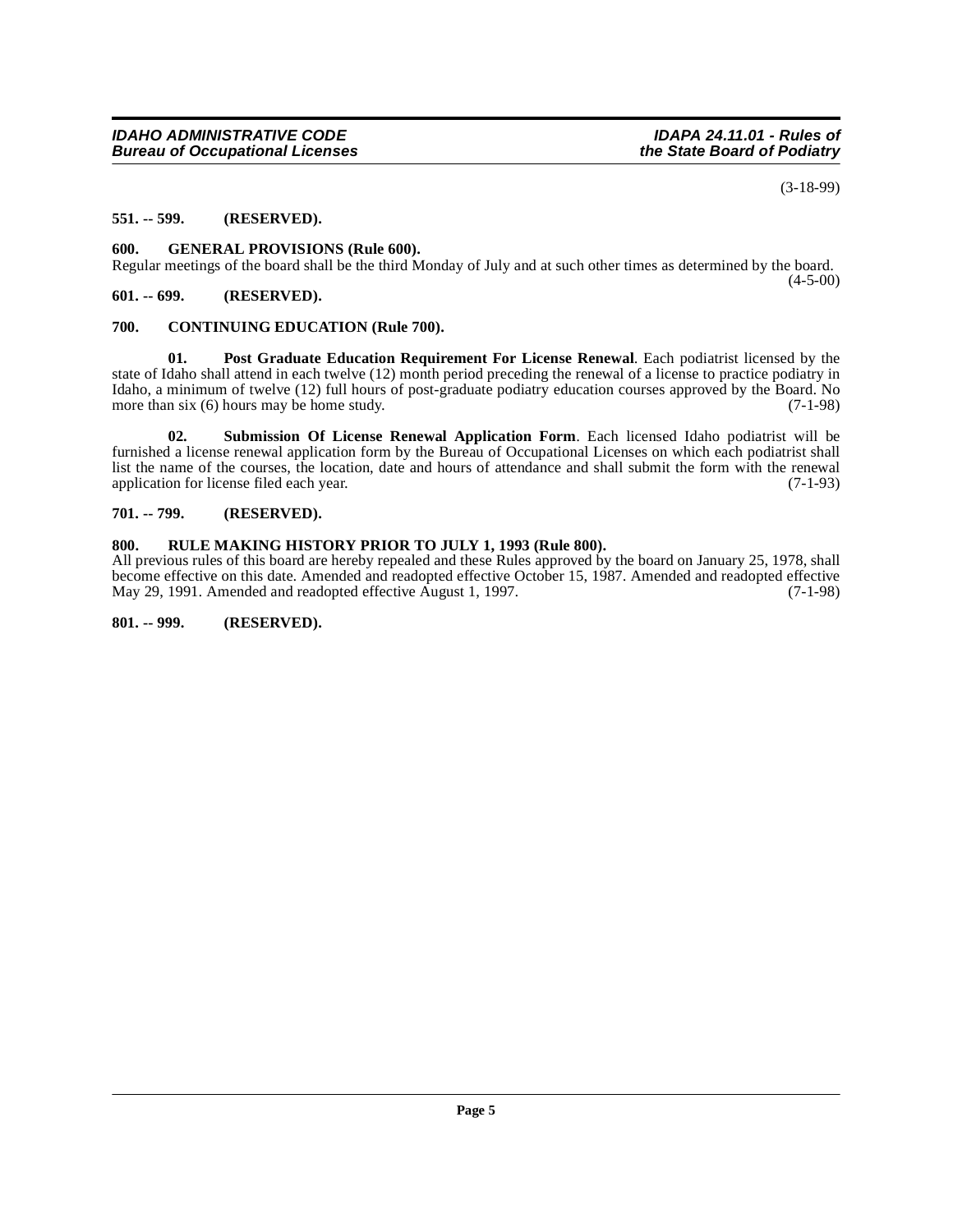(3-18-99)

**551. -- 599. (RESERVED).**

**600. GENERAL PROVISIONS (Rule 600).**

Regular meetings of the board shall be the third Monday of July and at such other times as determined by the board. (4-5-00)

**601. -- 699. (RESERVED).**

**700. CONTINUING EDUCATION (Rule 700).**

**01. Post Graduate Education Requirement For License Renewal**. Each podiatrist licensed by the state of Idaho shall attend in each twelve (12) month period preceding the renewal of a license to practice podiatry in Idaho, a minimum of twelve (12) full hours of post-graduate podiatry education courses approved by the Board. No more than six (6) hours may be home study. (7-1-98)

**02. Submission Of License Renewal Application Form**. Each licensed Idaho podiatrist will be furnished a license renewal application form by the Bureau of Occupational Licenses on which each podiatrist shall list the name of the courses, the location, date and hours of attendance and shall submit the form with the renewal application for license filed each year. (7-1-93)

**701. -- 799. (RESERVED).**

**800. RULE MAKING HISTORY PRIOR TO JULY 1, 1993 (Rule 800).**

All previous rules of this board are hereby repealed and these Rules approved by the board on January 25, 1978, shall become effective on this date. Amended and readopted effective October 15, 1987. Amended and readopted effective May 29, 1991. Amended and readopted effective August 1, 1997. (7-1-98)

**801. -- 999. (RESERVED).**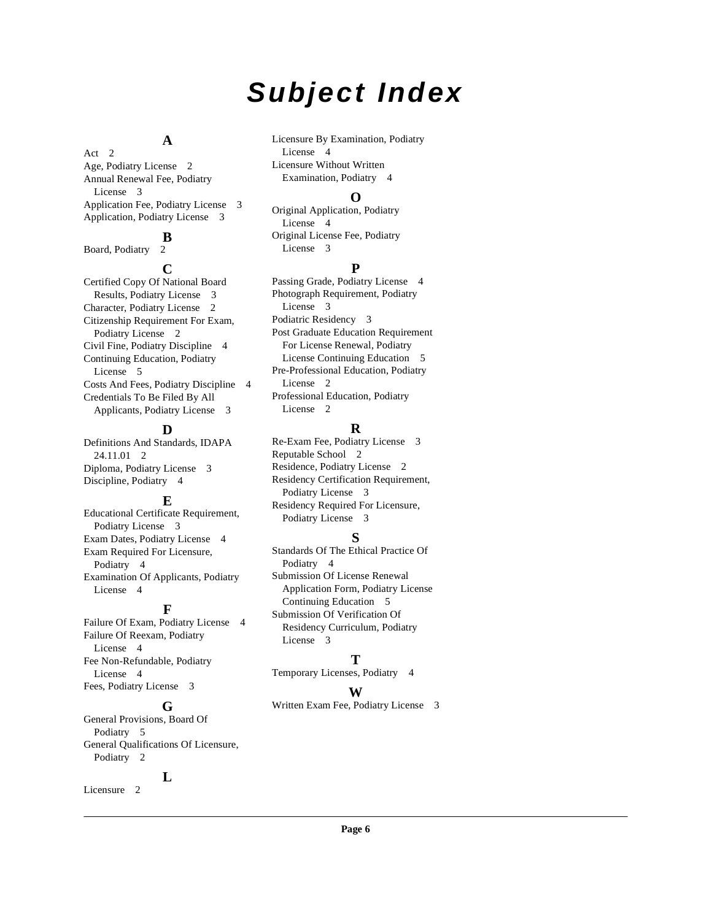# Subject Index

**A**

Act 2
Age, Podiatry License 2
Annual Renewal Fee, Podiatry License 3
Application Fee, Podiatry License 3
Application, Podiatry License 3

**B**

Board, Podiatry 2

**C**

Certified Copy Of National Board Results, Podiatry License 3
Character, Podiatry License 2
Citizenship Requirement For Exam, Podiatry License 2
Civil Fine, Podiatry Discipline 4
Continuing Education, Podiatry License 5
Costs And Fees, Podiatry Discipline 4
Credentials To Be Filed By All Applicants, Podiatry License 3

**D**

Definitions And Standards, IDAPA 24.11.01 2
Diploma, Podiatry License 3
Discipline, Podiatry 4

**E**

Educational Certificate Requirement, Podiatry License 3
Exam Dates, Podiatry License 4
Exam Required For Licensure, Podiatry 4
Examination Of Applicants, Podiatry License 4

**F**

Failure Of Exam, Podiatry License 4
Failure Of Reexam, Podiatry License 4
Fee Non-Refundable, Podiatry License 4
Fees, Podiatry License 3

**G**

General Provisions, Board Of Podiatry 5
General Qualifications Of Licensure, Podiatry 2

**L**

Licensure 2
Licensure By Examination, Podiatry License 4
Licensure Without Written Examination, Podiatry 4

**O**

Original Application, Podiatry License 4
Original License Fee, Podiatry License 3

**P**

Passing Grade, Podiatry License 4
Photograph Requirement, Podiatry License 3
Podiatric Residency 3
Post Graduate Education Requirement For License Renewal, Podiatry License Continuing Education 5
Pre-Professional Education, Podiatry License 2
Professional Education, Podiatry License 2

**R**

Re-Exam Fee, Podiatry License 3
Reputable School 2
Residence, Podiatry License 2
Residency Certification Requirement, Podiatry License 3
Residency Required For Licensure, Podiatry License 3

**S**

Standards Of The Ethical Practice Of Podiatry 4
Submission Of License Renewal Application Form, Podiatry License Continuing Education 5
Submission Of Verification Of Residency Curriculum, Podiatry License 3

**T**

Temporary Licenses, Podiatry 4

**W**

Written Exam Fee, Podiatry License 3